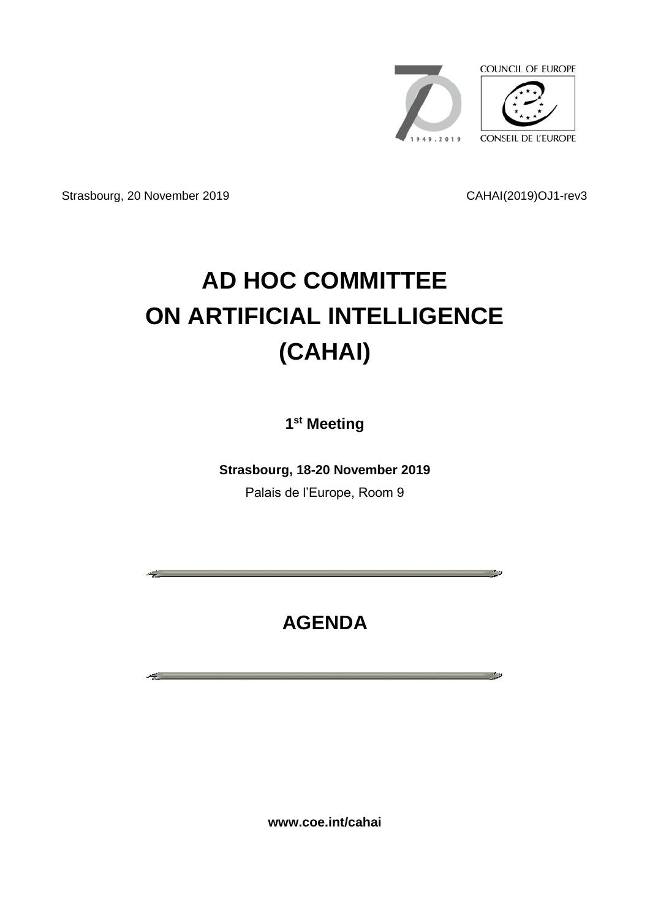COUNCIL OF EUROPE

CONSEIL DE L'EUROPE

Strasbourg, 20 November 2019

CAHAI(2019)OJ1-rev3

# AD HOC COMMITTEE ON ARTIFICIAL INTELLIGENCE (CAHAI)

**1st Meeting**

**Strasbourg, 18-20 November 2019**

Palais de l'Europe, Room 9

## AGENDA

**www.coe.int/cahai**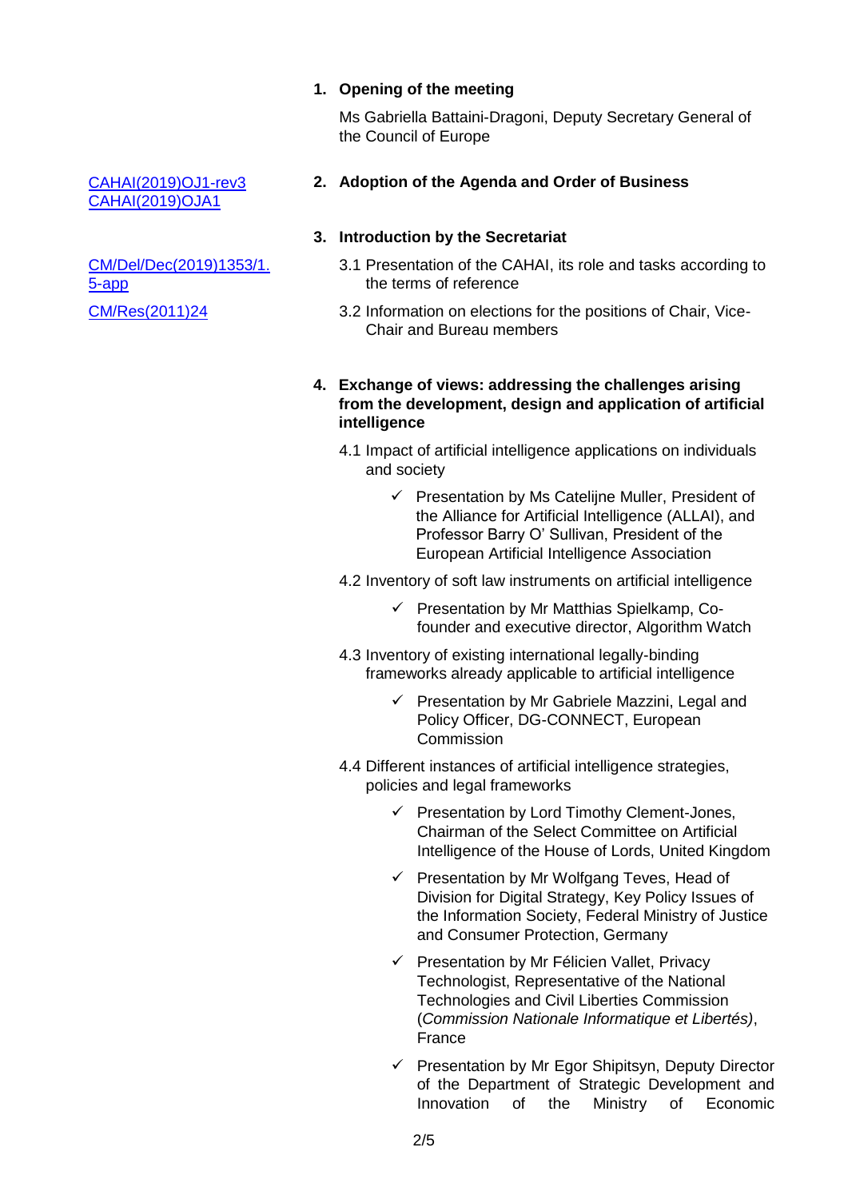**1. Opening of the meeting**

Ms Gabriella Battaini-Dragoni, Deputy Secretary General of the Council of Europe

[CAHAI(2019)OJ1-rev3](CAHAI(2019)OJ1-rev3)
[CAHAI(2019)OJA1](CAHAI(2019)OJA1)

**2. Adoption of the Agenda and Order of Business**

**3. Introduction by the Secretariat**

[CM/Del/Dec(2019)1353/1.5-app](CM/Del/Dec(2019)1353/1.5-app)

3.1 Presentation of the CAHAI, its role and tasks according to the terms of reference

[CM/Res(2011)24](CM/Res(2011)24)

3.2 Information on elections for the positions of Chair, Vice-Chair and Bureau members

**4. Exchange of views: addressing the challenges arising from the development, design and application of artificial intelligence**

4.1 Impact of artificial intelligence applications on individuals and society

- ✓ Presentation by Ms Catelijne Muller, President of the Alliance for Artificial Intelligence (ALLAI), and Professor Barry O' Sullivan, President of the European Artificial Intelligence Association

4.2 Inventory of soft law instruments on artificial intelligence

- ✓ Presentation by Mr Matthias Spielkamp, Co-founder and executive director, Algorithm Watch

4.3 Inventory of existing international legally-binding frameworks already applicable to artificial intelligence

- ✓ Presentation by Mr Gabriele Mazzini, Legal and Policy Officer, DG-CONNECT, European Commission

4.4 Different instances of artificial intelligence strategies, policies and legal frameworks

- ✓ Presentation by Lord Timothy Clement-Jones, Chairman of the Select Committee on Artificial Intelligence of the House of Lords, United Kingdom
- ✓ Presentation by Mr Wolfgang Teves, Head of Division for Digital Strategy, Key Policy Issues of the Information Society, Federal Ministry of Justice and Consumer Protection, Germany
- ✓ Presentation by Mr Félicien Vallet, Privacy Technologist, Representative of the National Technologies and Civil Liberties Commission (*Commission Nationale Informatique et Libertés)*, France
- ✓ Presentation by Mr Egor Shipitsyn, Deputy Director of the Department of Strategic Development and Innovation of the Ministry of Economic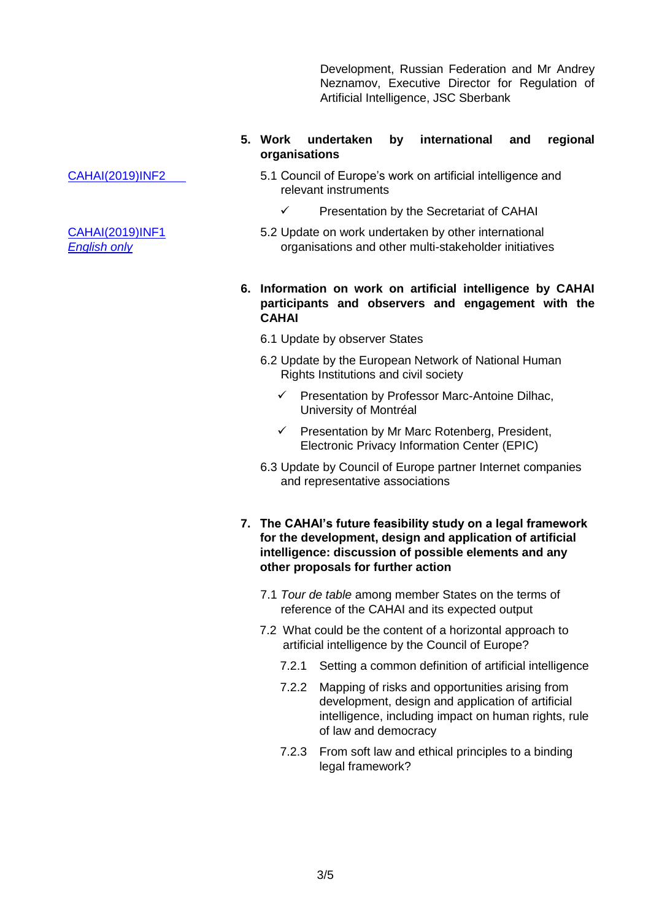Development, Russian Federation and Mr Andrey Neznamov, Executive Director for Regulation of Artificial Intelligence, JSC Sberbank

**5. Work undertaken by international and regional organisations**

CAHAI(2019)INF2

5.1 Council of Europe's work on artificial intelligence and relevant instruments

- ✓ Presentation by the Secretariat of CAHAI

CAHAI(2019)INF1 *English only*

5.2 Update on work undertaken by other international organisations and other multi-stakeholder initiatives

**6. Information on work on artificial intelligence by CAHAI participants and observers and engagement with the CAHAI**

6.1 Update by observer States

6.2 Update by the European Network of National Human Rights Institutions and civil society

- ✓ Presentation by Professor Marc-Antoine Dilhac, University of Montréal
- ✓ Presentation by Mr Marc Rotenberg, President, Electronic Privacy Information Center (EPIC)

6.3 Update by Council of Europe partner Internet companies and representative associations

**7. The CAHAI's future feasibility study on a legal framework for the development, design and application of artificial intelligence: discussion of possible elements and any other proposals for further action**

7.1 *Tour de table* among member States on the terms of reference of the CAHAI and its expected output

7.2 What could be the content of a horizontal approach to artificial intelligence by the Council of Europe?

7.2.1 Setting a common definition of artificial intelligence

7.2.2 Mapping of risks and opportunities arising from development, design and application of artificial intelligence, including impact on human rights, rule of law and democracy

7.2.3 From soft law and ethical principles to a binding legal framework?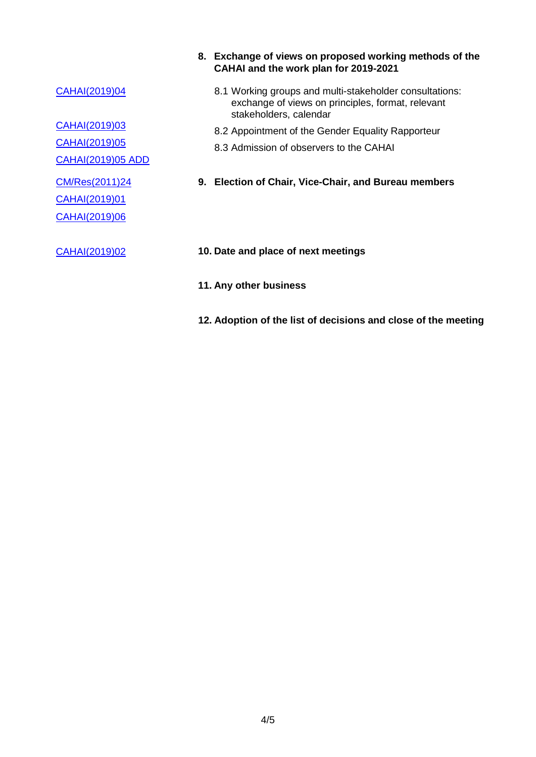| Documents | Agenda item |
| --- | --- |
| | **8. Exchange of views on proposed working methods of the CAHAI and the work plan for 2019-2021** |
| CAHAI(2019)04 | 8.1 Working groups and multi-stakeholder consultations: exchange of views on principles, format, relevant stakeholders, calendar |
| CAHAI(2019)03 | 8.2 Appointment of the Gender Equality Rapporteur |
| CAHAI(2019)05<br>CAHAI(2019)05 ADD | 8.3 Admission of observers to the CAHAI |
| CM/Res(2011)24<br>CAHAI(2019)01<br>CAHAI(2019)06 | **9. Election of Chair, Vice-Chair, and Bureau members** |
| CAHAI(2019)02 | **10. Date and place of next meetings** |
| | **11. Any other business** |
| | **12. Adoption of the list of decisions and close of the meeting** |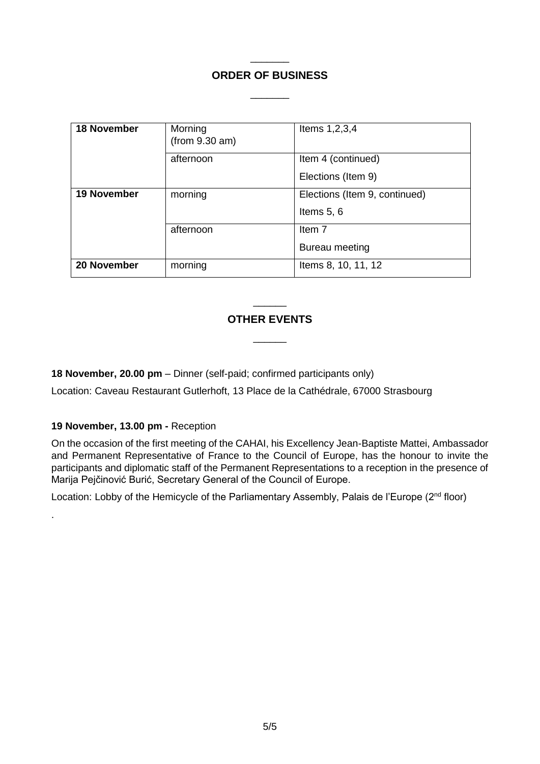## ORDER OF BUSINESS

| | | |
|---|---|---|
| **18 November** | Morning (from 9.30 am) | Items 1,2,3,4 |
| | afternoon | Item 4 (continued)<br>Elections (Item 9) |
| **19 November** | morning | Elections (Item 9, continued)<br>Items 5, 6 |
| | afternoon | Item 7<br>Bureau meeting |
| **20 November** | morning | Items 8, 10, 11, 12 |

## OTHER EVENTS

**18 November, 20.00 pm** – Dinner (self-paid; confirmed participants only)

Location: Caveau Restaurant Gutlerhoft, 13 Place de la Cathédrale, 67000 Strasbourg

**19 November, 13.00 pm -** Reception

On the occasion of the first meeting of the CAHAI, his Excellency Jean-Baptiste Mattei, Ambassador and Permanent Representative of France to the Council of Europe, has the honour to invite the participants and diplomatic staff of the Permanent Representations to a reception in the presence of Marija Pejčinović Burić, Secretary General of the Council of Europe.

Location: Lobby of the Hemicycle of the Parliamentary Assembly, Palais de l'Europe (2nd floor)

.